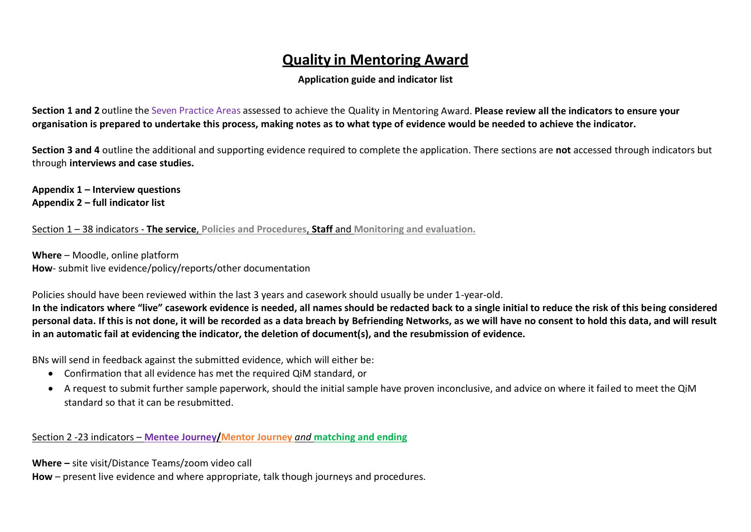# Quality in Mentoring Award

**Application guide and indicator list**

**Section 1 and 2** outline the Seven Practice Areas assessed to achieve the Quality in Mentoring Award. **Please review all the indicators to ensure your organisation is prepared to undertake this process, making notes as to what type of evidence would be needed to achieve the indicator.**

**Section 3 and 4** outline the additional and supporting evidence required to complete the application. There sections are **not** accessed through indicators but through **interviews and case studies.**

**Appendix 1 – Interview questions**
**Appendix 2 – full indicator list**

Section 1 – 38 indicators - **The service**, **Policies and Procedures**, **Staff** and **Monitoring and evaluation.**

**Where** – Moodle, online platform
**How**- submit live evidence/policy/reports/other documentation

Policies should have been reviewed within the last 3 years and casework should usually be under 1-year-old.
**In the indicators where "live" casework evidence is needed, all names should be redacted back to a single initial to reduce the risk of this being considered personal data. If this is not done, it will be recorded as a data breach by Befriending Networks, as we will have no consent to hold this data, and will result in an automatic fail at evidencing the indicator, the deletion of document(s), and the resubmission of evidence.**

BNs will send in feedback against the submitted evidence, which will either be:

- Confirmation that all evidence has met the required QiM standard, or
- A request to submit further sample paperwork, should the initial sample have proven inconclusive, and advice on where it failed to meet the QiM standard so that it can be resubmitted.

Section 2 -23 indicators – **Mentee Journey**/**Mentor Journey** *and* **matching and ending**

**Where –** site visit/Distance Teams/zoom video call
**How** – present live evidence and where appropriate, talk though journeys and procedures.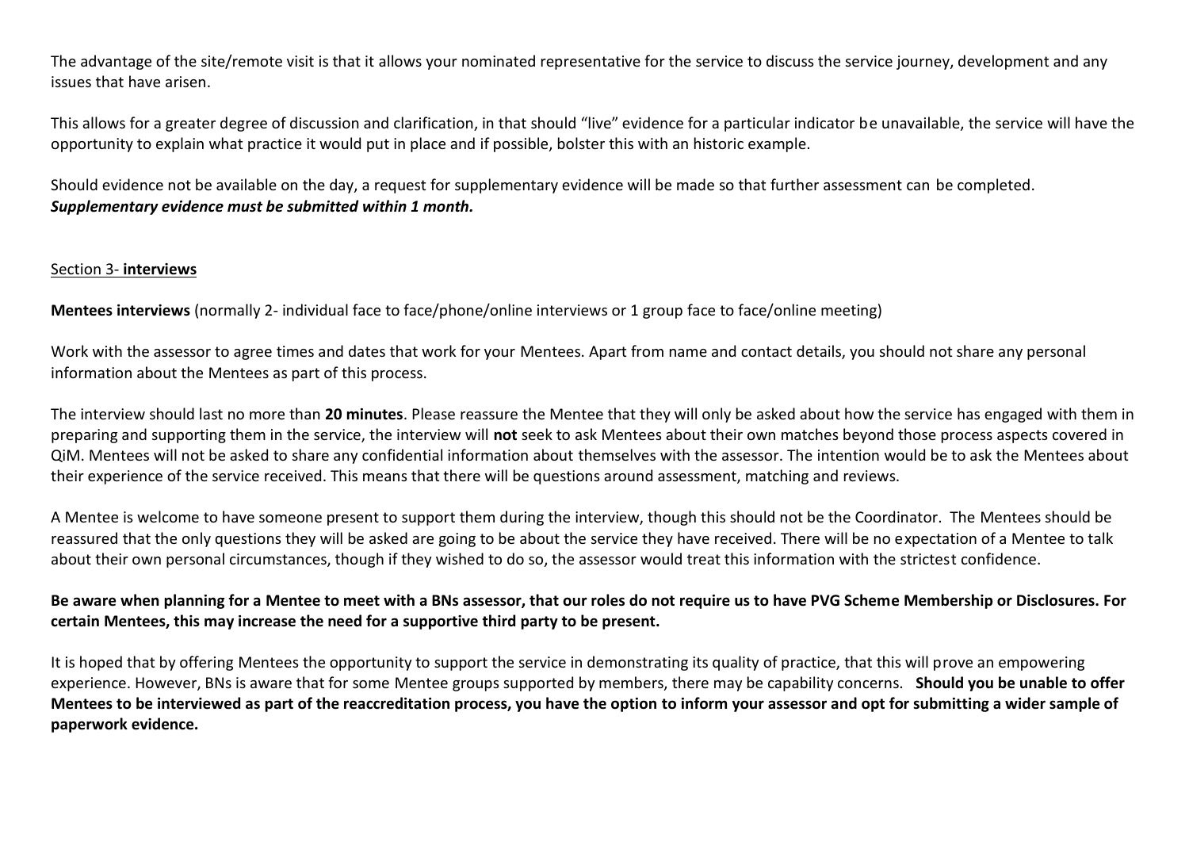The advantage of the site/remote visit is that it allows your nominated representative for the service to discuss the service journey, development and any issues that have arisen.

This allows for a greater degree of discussion and clarification, in that should "live" evidence for a particular indicator be unavailable, the service will have the opportunity to explain what practice it would put in place and if possible, bolster this with an historic example.

Should evidence not be available on the day, a request for supplementary evidence will be made so that further assessment can be completed.
***Supplementary evidence must be submitted within 1 month.***

## Section 3- **interviews**

**Mentees interviews** (normally 2- individual face to face/phone/online interviews or 1 group face to face/online meeting)

Work with the assessor to agree times and dates that work for your Mentees. Apart from name and contact details, you should not share any personal information about the Mentees as part of this process.

The interview should last no more than **20 minutes**. Please reassure the Mentee that they will only be asked about how the service has engaged with them in preparing and supporting them in the service, the interview will **not** seek to ask Mentees about their own matches beyond those process aspects covered in QiM. Mentees will not be asked to share any confidential information about themselves with the assessor. The intention would be to ask the Mentees about their experience of the service received. This means that there will be questions around assessment, matching and reviews.

A Mentee is welcome to have someone present to support them during the interview, though this should not be the Coordinator. The Mentees should be reassured that the only questions they will be asked are going to be about the service they have received. There will be no expectation of a Mentee to talk about their own personal circumstances, though if they wished to do so, the assessor would treat this information with the strictest confidence.

**Be aware when planning for a Mentee to meet with a BNs assessor, that our roles do not require us to have PVG Scheme Membership or Disclosures. For certain Mentees, this may increase the need for a supportive third party to be present.**

It is hoped that by offering Mentees the opportunity to support the service in demonstrating its quality of practice, that this will prove an empowering experience. However, BNs is aware that for some Mentee groups supported by members, there may be capability concerns. **Should you be unable to offer Mentees to be interviewed as part of the reaccreditation process, you have the option to inform your assessor and opt for submitting a wider sample of paperwork evidence.**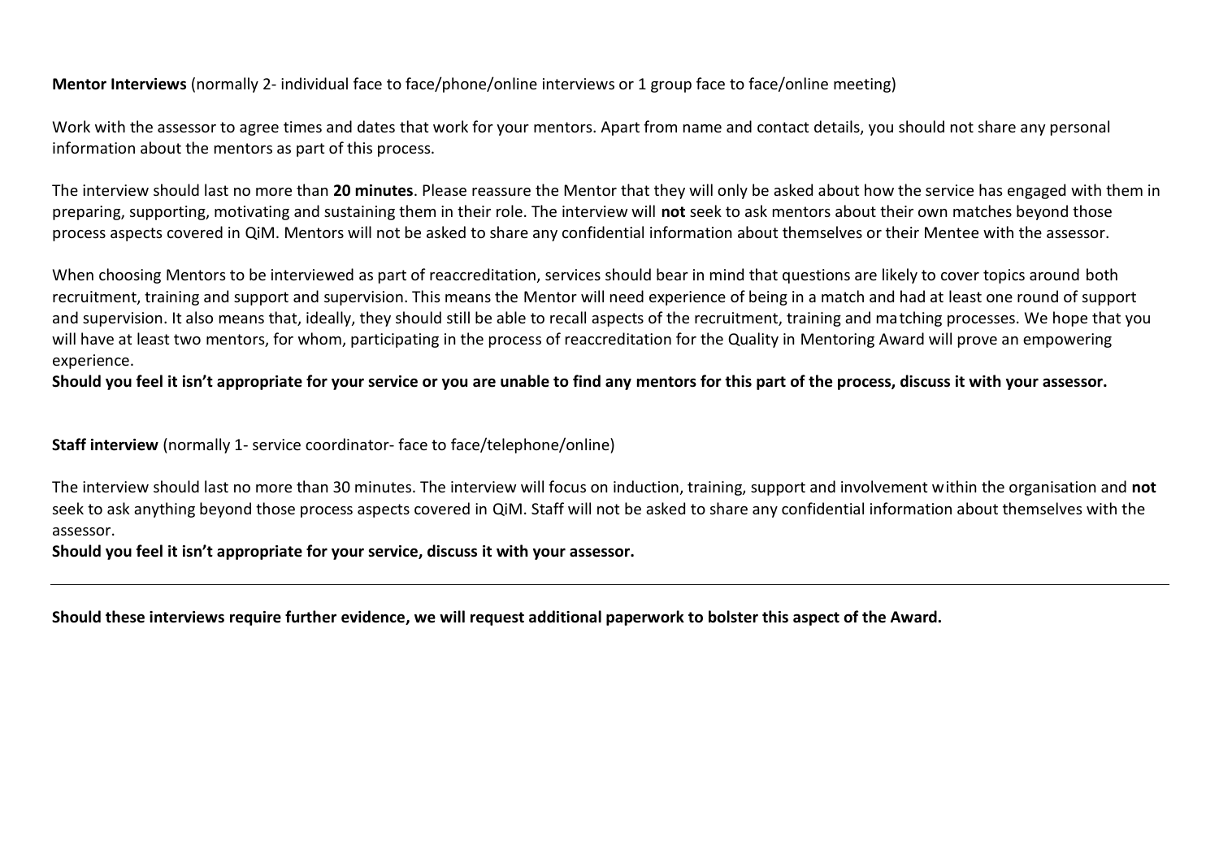**Mentor Interviews** (normally 2- individual face to face/phone/online interviews or 1 group face to face/online meeting)

Work with the assessor to agree times and dates that work for your mentors. Apart from name and contact details, you should not share any personal information about the mentors as part of this process.

The interview should last no more than **20 minutes**. Please reassure the Mentor that they will only be asked about how the service has engaged with them in preparing, supporting, motivating and sustaining them in their role. The interview will **not** seek to ask mentors about their own matches beyond those process aspects covered in QiM. Mentors will not be asked to share any confidential information about themselves or their Mentee with the assessor.

When choosing Mentors to be interviewed as part of reaccreditation, services should bear in mind that questions are likely to cover topics around both recruitment, training and support and supervision. This means the Mentor will need experience of being in a match and had at least one round of support and supervision. It also means that, ideally, they should still be able to recall aspects of the recruitment, training and matching processes. We hope that you will have at least two mentors, for whom, participating in the process of reaccreditation for the Quality in Mentoring Award will prove an empowering experience.

**Should you feel it isn't appropriate for your service or you are unable to find any mentors for this part of the process, discuss it with your assessor.**

**Staff interview** (normally 1- service coordinator- face to face/telephone/online)

The interview should last no more than 30 minutes. The interview will focus on induction, training, support and involvement within the organisation and **not** seek to ask anything beyond those process aspects covered in QiM. Staff will not be asked to share any confidential information about themselves with the assessor.

**Should you feel it isn't appropriate for your service, discuss it with your assessor.**

---

**Should these interviews require further evidence, we will request additional paperwork to bolster this aspect of the Award.**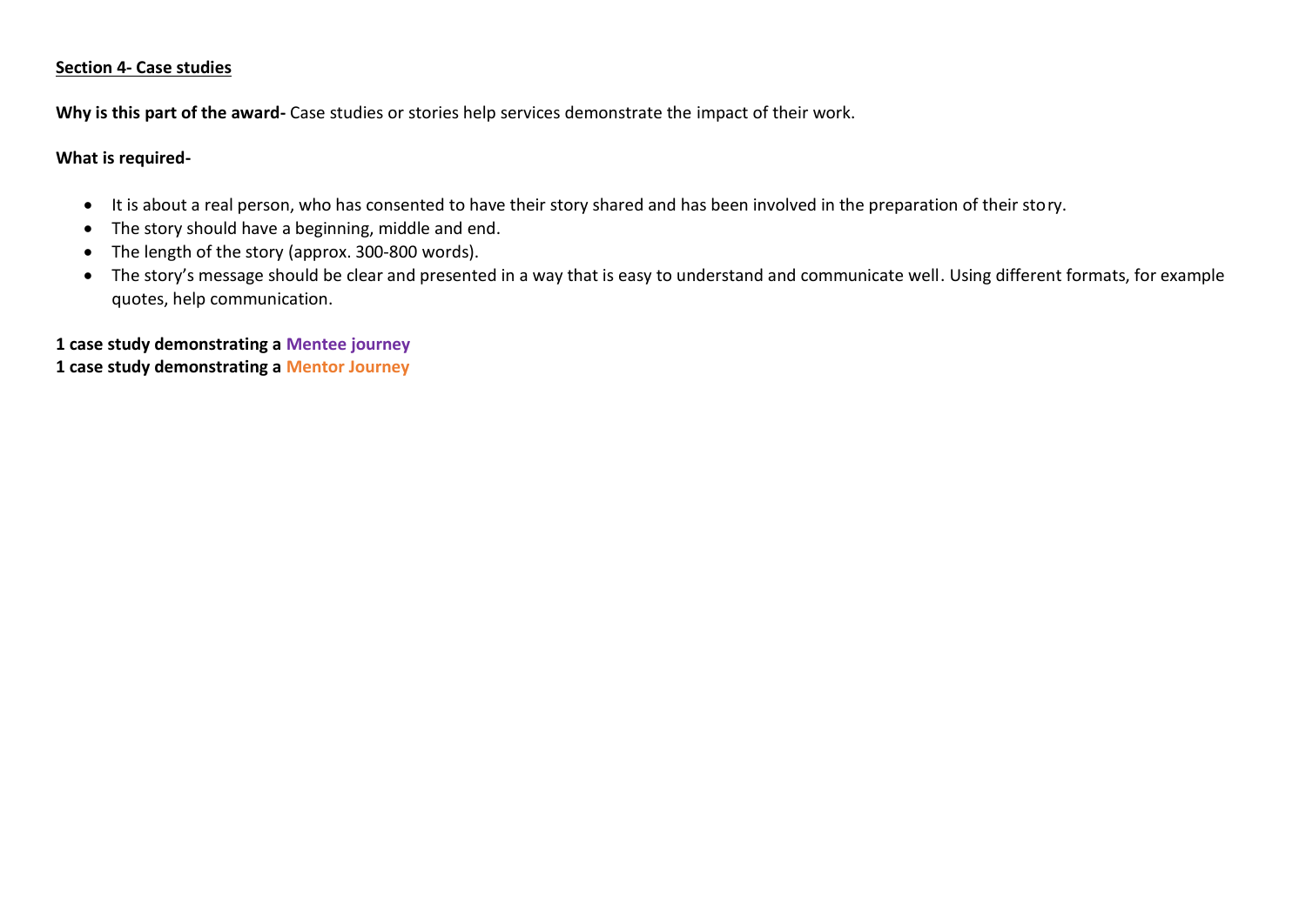## Section 4- Case studies

**Why is this part of the award-** Case studies or stories help services demonstrate the impact of their work.

**What is required-**

- It is about a real person, who has consented to have their story shared and has been involved in the preparation of their story.
- The story should have a beginning, middle and end.
- The length of the story (approx. 300-800 words).
- The story's message should be clear and presented in a way that is easy to understand and communicate well. Using different formats, for example quotes, help communication.

**1 case study demonstrating a Mentee journey**
**1 case study demonstrating a Mentor Journey**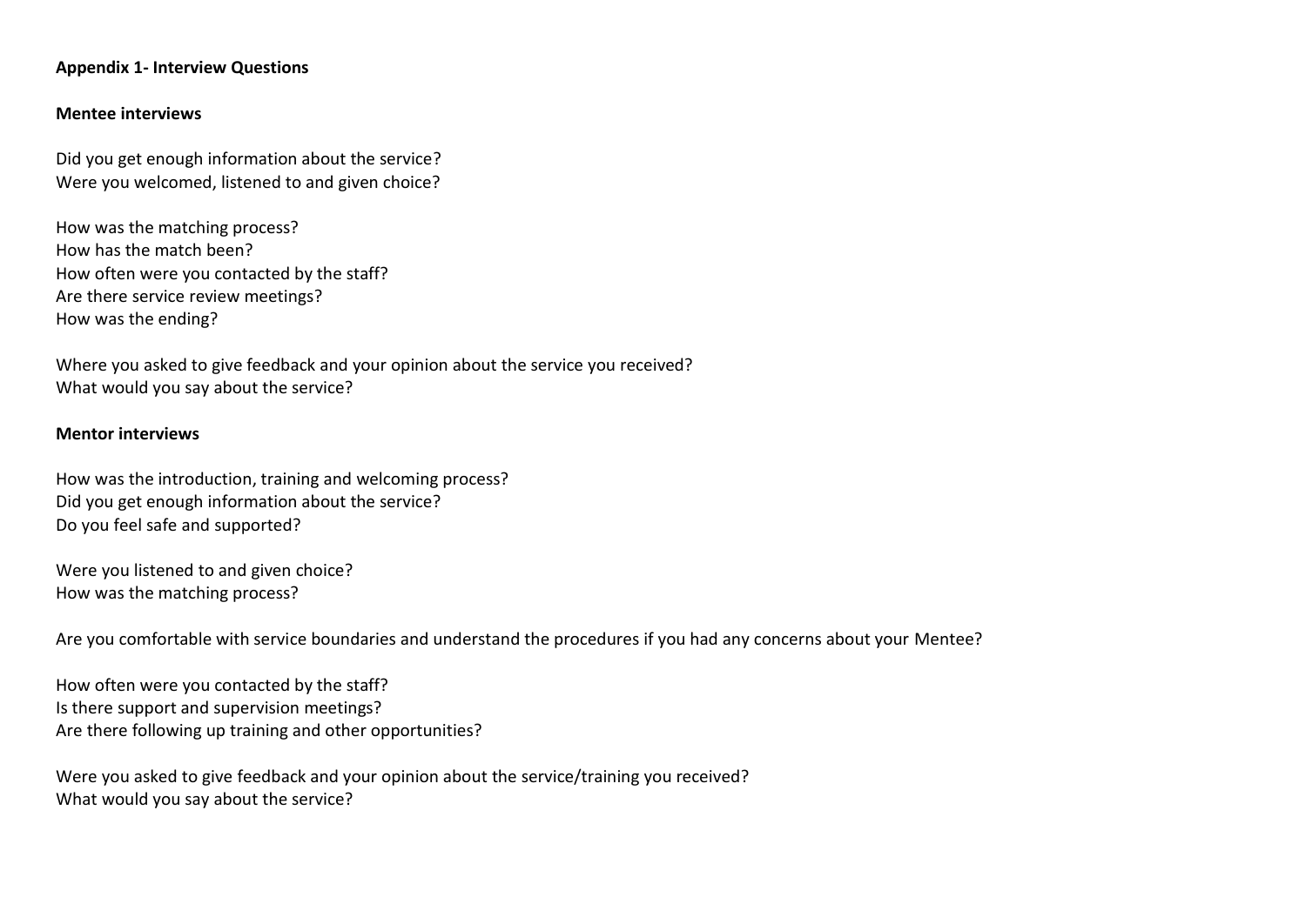**Appendix 1- Interview Questions**

**Mentee interviews**

Did you get enough information about the service?
Were you welcomed, listened to and given choice?

How was the matching process?
How has the match been?
How often were you contacted by the staff?
Are there service review meetings?
How was the ending?

Where you asked to give feedback and your opinion about the service you received?
What would you say about the service?

**Mentor interviews**

How was the introduction, training and welcoming process?
Did you get enough information about the service?
Do you feel safe and supported?

Were you listened to and given choice?
How was the matching process?

Are you comfortable with service boundaries and understand the procedures if you had any concerns about your Mentee?

How often were you contacted by the staff?
Is there support and supervision meetings?
Are there following up training and other opportunities?

Were you asked to give feedback and your opinion about the service/training you received?
What would you say about the service?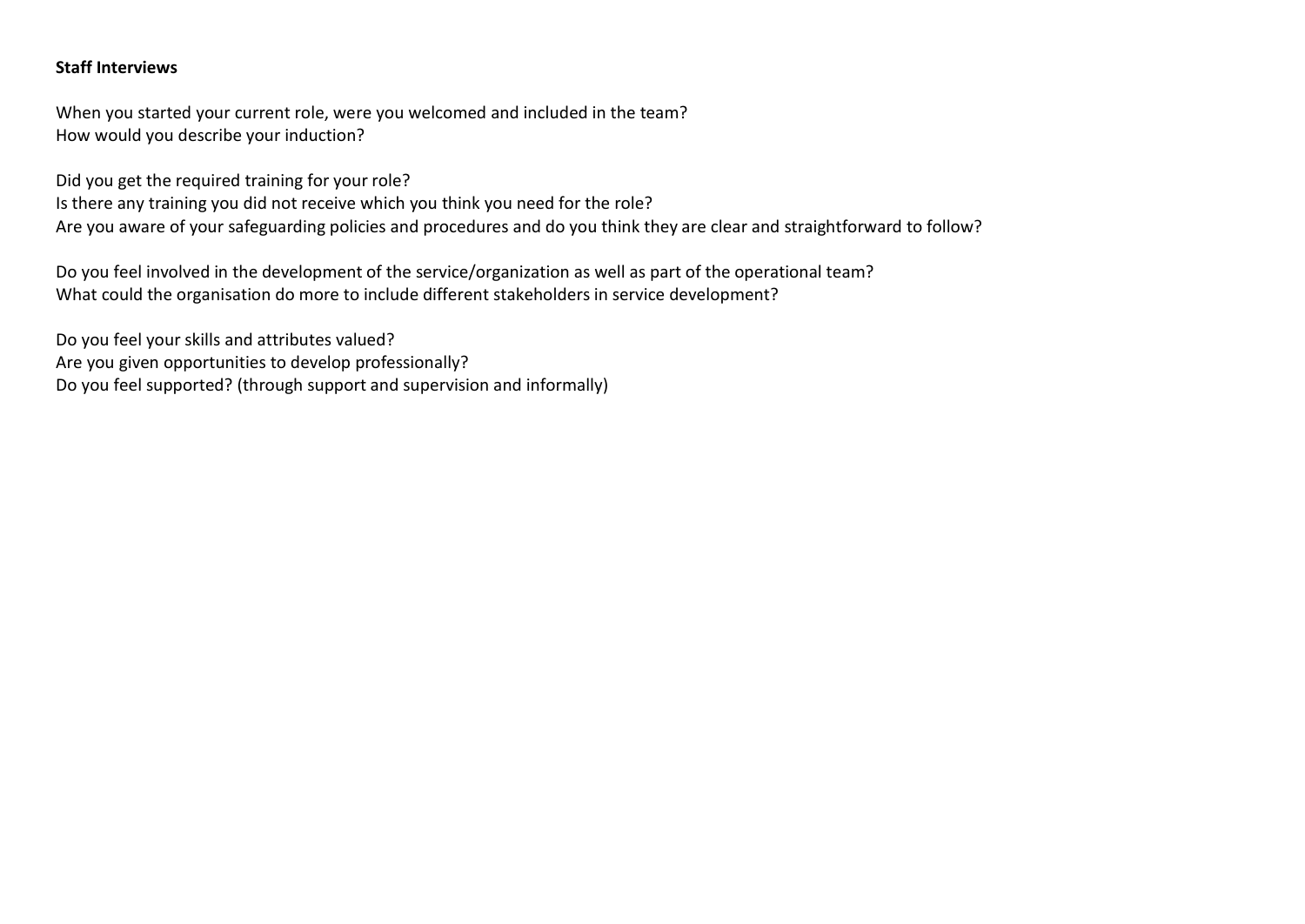**Staff Interviews**

When you started your current role, were you welcomed and included in the team?
How would you describe your induction?

Did you get the required training for your role?
Is there any training you did not receive which you think you need for the role?
Are you aware of your safeguarding policies and procedures and do you think they are clear and straightforward to follow?

Do you feel involved in the development of the service/organization as well as part of the operational team?
What could the organisation do more to include different stakeholders in service development?

Do you feel your skills and attributes valued?
Are you given opportunities to develop professionally?
Do you feel supported? (through support and supervision and informally)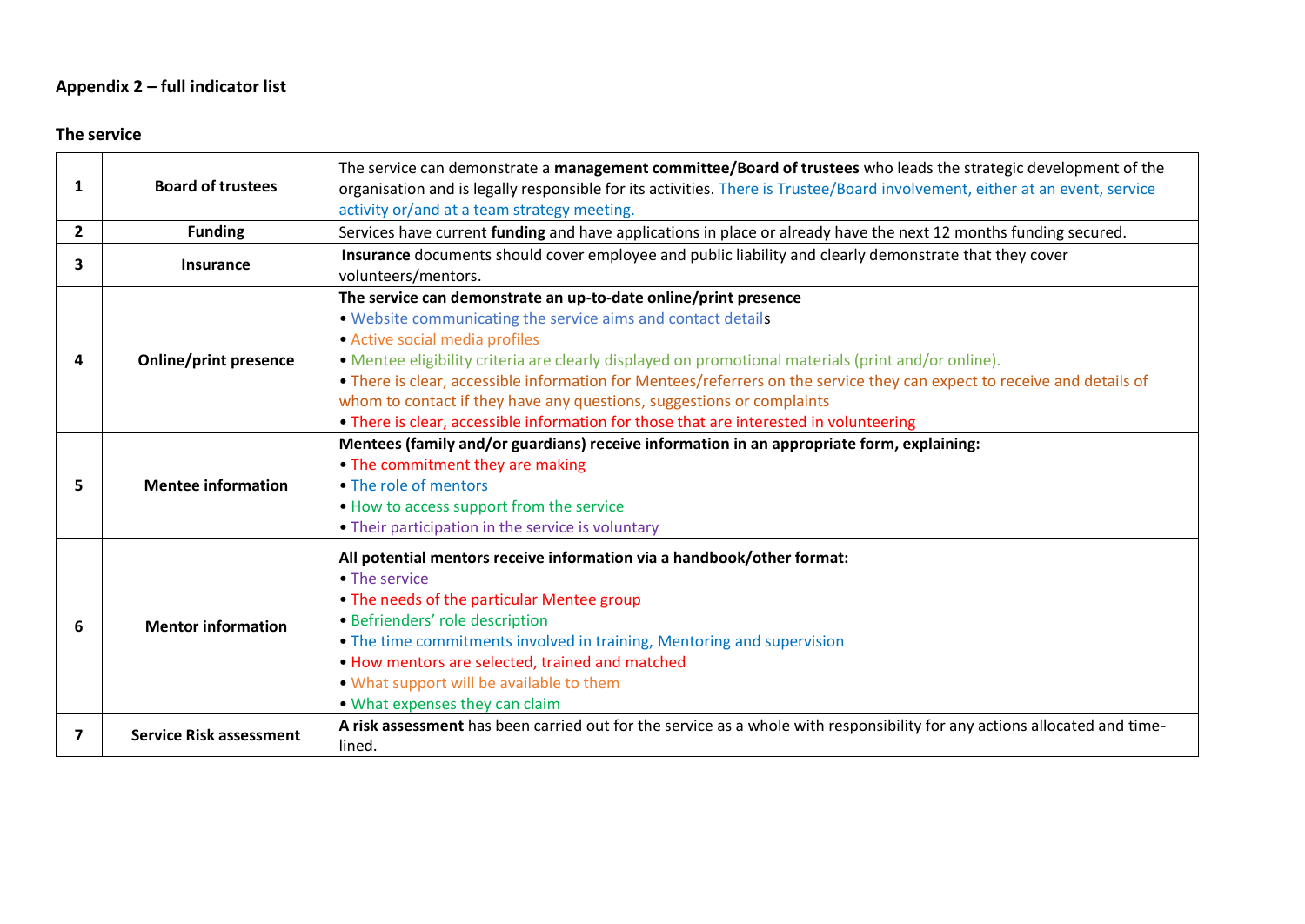**Appendix 2 – full indicator list**

**The service**

| | | |
|---|---|---|
| 1 | **Board of trustees** | The service can demonstrate a **management committee/Board of trustees** who leads the strategic development of the organisation and is legally responsible for its activities. There is Trustee/Board involvement, either at an event, service activity or/and at a team strategy meeting. |
| 2 | **Funding** | Services have current **funding** and have applications in place or already have the next 12 months funding secured. |
| 3 | **Insurance** | **Insurance** documents should cover employee and public liability and clearly demonstrate that they cover volunteers/mentors. |
| 4 | **Online/print presence** | **The service can demonstrate an up-to-date online/print presence**<br>• Website communicating the service aims and contact details<br>• Active social media profiles<br>• Mentee eligibility criteria are clearly displayed on promotional materials (print and/or online).<br>• There is clear, accessible information for Mentees/referrers on the service they can expect to receive and details of whom to contact if they have any questions, suggestions or complaints<br>• There is clear, accessible information for those that are interested in volunteering |
| 5 | **Mentee information** | **Mentees (family and/or guardians) receive information in an appropriate form, explaining:**<br>• The commitment they are making<br>• The role of mentors<br>• How to access support from the service<br>• Their participation in the service is voluntary |
| 6 | **Mentor information** | **All potential mentors receive information via a handbook/other format:**<br>• The service<br>• The needs of the particular Mentee group<br>• Befrienders' role description<br>• The time commitments involved in training, Mentoring and supervision<br>• How mentors are selected, trained and matched<br>• What support will be available to them<br>• What expenses they can claim |
| 7 | **Service Risk assessment** | **A risk assessment** has been carried out for the service as a whole with responsibility for any actions allocated and time-lined. |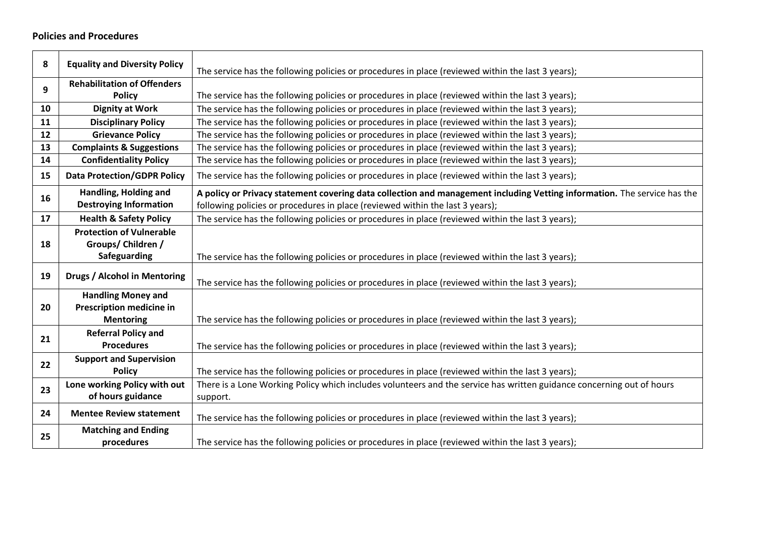**Policies and Procedures**

| 8 | **Equality and Diversity Policy** | The service has the following policies or procedures in place (reviewed within the last 3 years); |
|---|---|---|
| 9 | **Rehabilitation of Offenders Policy** | The service has the following policies or procedures in place (reviewed within the last 3 years); |
| 10 | **Dignity at Work** | The service has the following policies or procedures in place (reviewed within the last 3 years); |
| 11 | **Disciplinary Policy** | The service has the following policies or procedures in place (reviewed within the last 3 years); |
| 12 | **Grievance Policy** | The service has the following policies or procedures in place (reviewed within the last 3 years); |
| 13 | **Complaints & Suggestions** | The service has the following policies or procedures in place (reviewed within the last 3 years); |
| 14 | **Confidentiality Policy** | The service has the following policies or procedures in place (reviewed within the last 3 years); |
| 15 | **Data Protection/GDPR Policy** | The service has the following policies or procedures in place (reviewed within the last 3 years); |
| 16 | **Handling, Holding and Destroying Information** | **A policy or Privacy statement covering data collection and management including Vetting information.** The service has the following policies or procedures in place (reviewed within the last 3 years); |
| 17 | **Health & Safety Policy** | The service has the following policies or procedures in place (reviewed within the last 3 years); |
| 18 | **Protection of Vulnerable Groups/ Children / Safeguarding** | The service has the following policies or procedures in place (reviewed within the last 3 years); |
| 19 | **Drugs / Alcohol in Mentoring** | The service has the following policies or procedures in place (reviewed within the last 3 years); |
| 20 | **Handling Money and Prescription medicine in Mentoring** | The service has the following policies or procedures in place (reviewed within the last 3 years); |
| 21 | **Referral Policy and Procedures** | The service has the following policies or procedures in place (reviewed within the last 3 years); |
| 22 | **Support and Supervision Policy** | The service has the following policies or procedures in place (reviewed within the last 3 years); |
| 23 | **Lone working Policy with out of hours guidance** | There is a Lone Working Policy which includes volunteers and the service has written guidance concerning out of hours support. |
| 24 | **Mentee Review statement** | The service has the following policies or procedures in place (reviewed within the last 3 years); |
| 25 | **Matching and Ending procedures** | The service has the following policies or procedures in place (reviewed within the last 3 years); |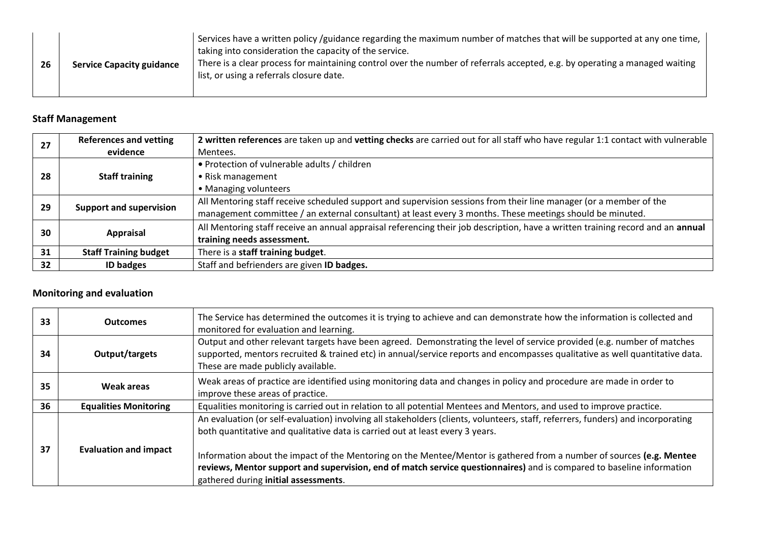| 26 | **Service Capacity guidance** | Services have a written policy /guidance regarding the maximum number of matches that will be supported at any one time, taking into consideration the capacity of the service.<br>There is a clear process for maintaining control over the number of referrals accepted, e.g. by operating a managed waiting list, or using a referrals closure date. |
|---|---|---|

## Staff Management

| 27 | **References and vetting evidence** | **2 written references** are taken up and **vetting checks** are carried out for all staff who have regular 1:1 contact with vulnerable Mentees. |
|---|---|---|
| 28 | **Staff training** | • Protection of vulnerable adults / children<br>• Risk management<br>• Managing volunteers |
| 29 | **Support and supervision** | All Mentoring staff receive scheduled support and supervision sessions from their line manager (or a member of the management committee / an external consultant) at least every 3 months. These meetings should be minuted. |
| 30 | **Appraisal** | All Mentoring staff receive an annual appraisal referencing their job description, have a written training record and an **annual training needs assessment.** |
| 31 | **Staff Training budget** | There is a **staff training budget**. |
| 32 | **ID badges** | Staff and befrienders are given **ID badges.** |

## Monitoring and evaluation

| 33 | **Outcomes** | The Service has determined the outcomes it is trying to achieve and can demonstrate how the information is collected and monitored for evaluation and learning. |
|---|---|---|
| 34 | **Output/targets** | Output and other relevant targets have been agreed. Demonstrating the level of service provided (e.g. number of matches supported, mentors recruited & trained etc) in annual/service reports and encompasses qualitative as well quantitative data. These are made publicly available. |
| 35 | **Weak areas** | Weak areas of practice are identified using monitoring data and changes in policy and procedure are made in order to improve these areas of practice. |
| 36 | **Equalities Monitoring** | Equalities monitoring is carried out in relation to all potential Mentees and Mentors, and used to improve practice. |
| 37 | **Evaluation and impact** | An evaluation (or self-evaluation) involving all stakeholders (clients, volunteers, staff, referrers, funders) and incorporating both quantitative and qualitative data is carried out at least every 3 years.<br><br>Information about the impact of the Mentoring on the Mentee/Mentor is gathered from a number of sources **(e.g. Mentee reviews, Mentor support and supervision, end of match service questionnaires)** and is compared to baseline information gathered during **initial assessments**. |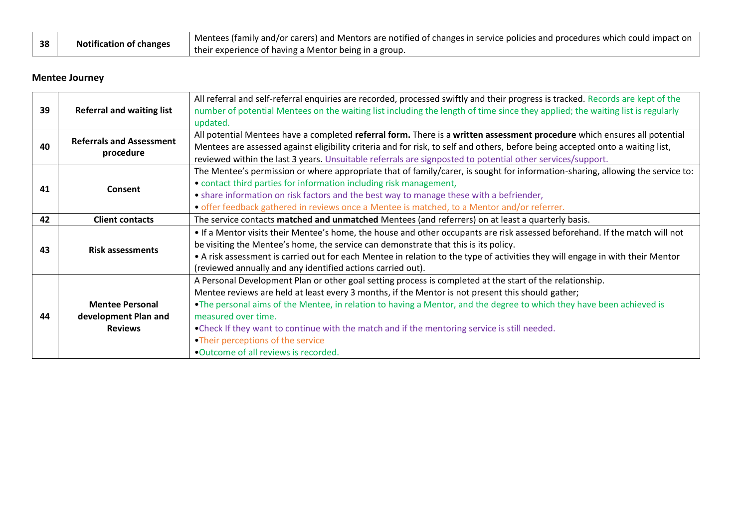| 38 | **Notification of changes** | Mentees (family and/or carers) and Mentors are notified of changes in service policies and procedures which could impact on their experience of having a Mentor being in a group. |
|---|---|---|

**Mentee Journey**

| 39 | **Referral and waiting list** | All referral and self-referral enquiries are recorded, processed swiftly and their progress is tracked. Records are kept of the number of potential Mentees on the waiting list including the length of time since they applied; the waiting list is regularly updated. |
|---|---|---|
| 40 | **Referrals and Assessment procedure** | All potential Mentees have a completed **referral form.** There is a **written assessment procedure** which ensures all potential Mentees are assessed against eligibility criteria and for risk, to self and others, before being accepted onto a waiting list, reviewed within the last 3 years. Unsuitable referrals are signposted to potential other services/support. |
| 41 | **Consent** | The Mentee's permission or where appropriate that of family/carer, is sought for information-sharing, allowing the service to:<br>• contact third parties for information including risk management,<br>• share information on risk factors and the best way to manage these with a befriender,<br>• offer feedback gathered in reviews once a Mentee is matched, to a Mentor and/or referrer. |
| 42 | **Client contacts** | The service contacts **matched and unmatched** Mentees (and referrers) on at least a quarterly basis. |
| 43 | **Risk assessments** | • If a Mentor visits their Mentee's home, the house and other occupants are risk assessed beforehand. If the match will not be visiting the Mentee's home, the service can demonstrate that this is its policy.<br>• A risk assessment is carried out for each Mentee in relation to the type of activities they will engage in with their Mentor (reviewed annually and any identified actions carried out). |
| 44 | **Mentee Personal development Plan and Reviews** | A Personal Development Plan or other goal setting process is completed at the start of the relationship.<br>Mentee reviews are held at least every 3 months, if the Mentor is not present this should gather;<br>•The personal aims of the Mentee, in relation to having a Mentor, and the degree to which they have been achieved is measured over time.<br>•Check If they want to continue with the match and if the mentoring service is still needed.<br>•Their perceptions of the service<br>•Outcome of all reviews is recorded. |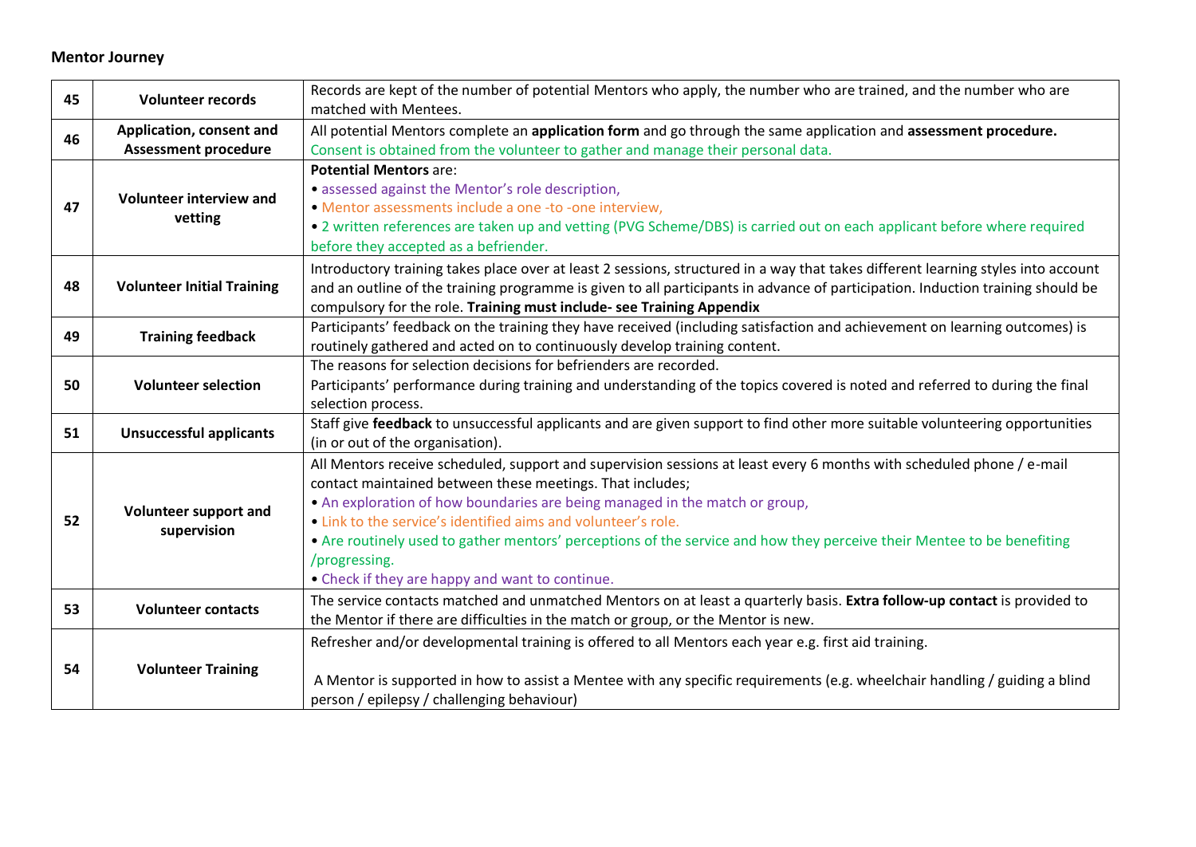**Mentor Journey**

| | | |
|---|---|---|
| 45 | **Volunteer records** | Records are kept of the number of potential Mentors who apply, the number who are trained, and the number who are matched with Mentees. |
| 46 | **Application, consent and Assessment procedure** | All potential Mentors complete an **application form** and go through the same application and **assessment procedure.**<br>Consent is obtained from the volunteer to gather and manage their personal data. |
| 47 | **Volunteer interview and vetting** | **Potential Mentors** are:<br>• assessed against the Mentor's role description,<br>• Mentor assessments include a one -to -one interview,<br>• 2 written references are taken up and vetting (PVG Scheme/DBS) is carried out on each applicant before where required before they accepted as a befriender. |
| 48 | **Volunteer Initial Training** | Introductory training takes place over at least 2 sessions, structured in a way that takes different learning styles into account and an outline of the training programme is given to all participants in advance of participation. Induction training should be compulsory for the role. **Training must include- see Training Appendix** |
| 49 | **Training feedback** | Participants' feedback on the training they have received (including satisfaction and achievement on learning outcomes) is routinely gathered and acted on to continuously develop training content. |
| 50 | **Volunteer selection** | The reasons for selection decisions for befrienders are recorded.<br>Participants' performance during training and understanding of the topics covered is noted and referred to during the final selection process. |
| 51 | **Unsuccessful applicants** | Staff give **feedback** to unsuccessful applicants and are given support to find other more suitable volunteering opportunities (in or out of the organisation). |
| 52 | **Volunteer support and supervision** | All Mentors receive scheduled, support and supervision sessions at least every 6 months with scheduled phone / e-mail contact maintained between these meetings. That includes;<br>• An exploration of how boundaries are being managed in the match or group,<br>• Link to the service's identified aims and volunteer's role.<br>• Are routinely used to gather mentors' perceptions of the service and how they perceive their Mentee to be benefiting /progressing.<br>• Check if they are happy and want to continue. |
| 53 | **Volunteer contacts** | The service contacts matched and unmatched Mentors on at least a quarterly basis. **Extra follow-up contact** is provided to the Mentor if there are difficulties in the match or group, or the Mentor is new. |
| 54 | **Volunteer Training** | Refresher and/or developmental training is offered to all Mentors each year e.g. first aid training.<br><br>A Mentor is supported in how to assist a Mentee with any specific requirements (e.g. wheelchair handling / guiding a blind person / epilepsy / challenging behaviour) |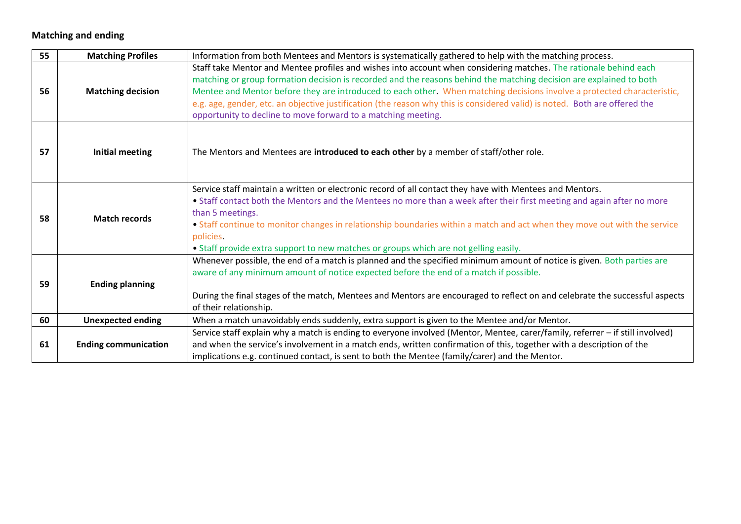## Matching and ending

| | | |
|---|---|---|
| 55 | **Matching Profiles** | Information from both Mentees and Mentors is systematically gathered to help with the matching process. |
| 56 | **Matching decision** | Staff take Mentor and Mentee profiles and wishes into account when considering matches. The rationale behind each matching or group formation decision is recorded and the reasons behind the matching decision are explained to both Mentee and Mentor before they are introduced to each other. When matching decisions involve a protected characteristic, e.g. age, gender, etc. an objective justification (the reason why this is considered valid) is noted. Both are offered the opportunity to decline to move forward to a matching meeting. |
| 57 | **Initial meeting** | The Mentors and Mentees are **introduced to each other** by a member of staff/other role. |
| 58 | **Match records** | Service staff maintain a written or electronic record of all contact they have with Mentees and Mentors.<br>• Staff contact both the Mentors and the Mentees no more than a week after their first meeting and again after no more than 5 meetings.<br>• Staff continue to monitor changes in relationship boundaries within a match and act when they move out with the service policies.<br>• Staff provide extra support to new matches or groups which are not gelling easily. |
| 59 | **Ending planning** | Whenever possible, the end of a match is planned and the specified minimum amount of notice is given. Both parties are aware of any minimum amount of notice expected before the end of a match if possible.<br><br>During the final stages of the match, Mentees and Mentors are encouraged to reflect on and celebrate the successful aspects of their relationship. |
| 60 | **Unexpected ending** | When a match unavoidably ends suddenly, extra support is given to the Mentee and/or Mentor. |
| 61 | **Ending communication** | Service staff explain why a match is ending to everyone involved (Mentor, Mentee, carer/family, referrer – if still involved) and when the service's involvement in a match ends, written confirmation of this, together with a description of the implications e.g. continued contact, is sent to both the Mentee (family/carer) and the Mentor. |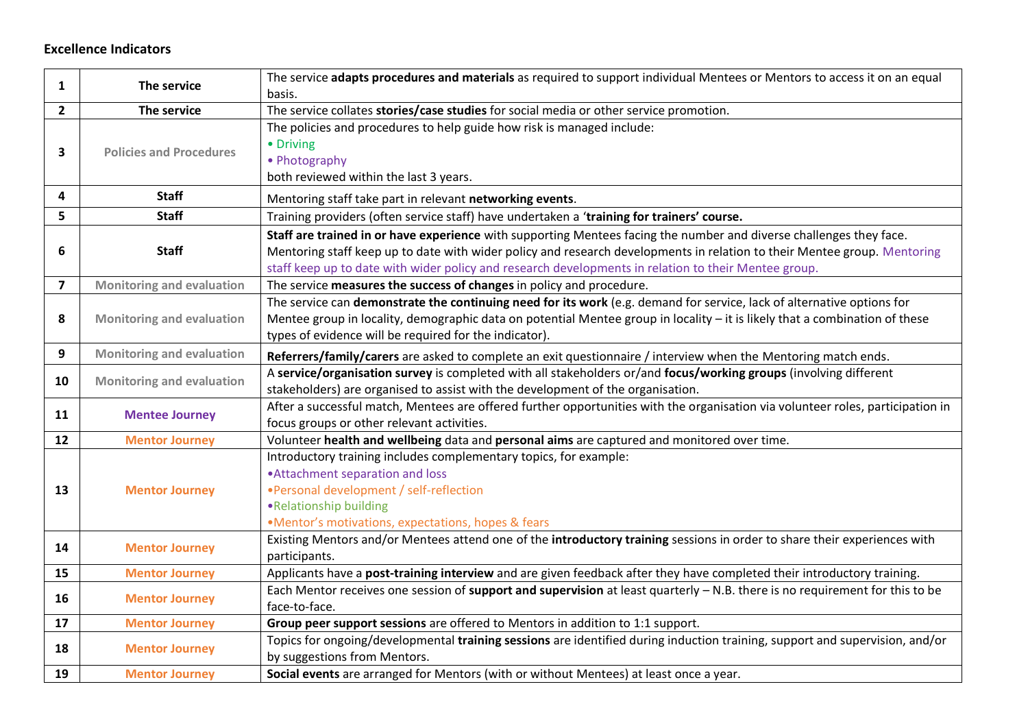**Excellence Indicators**

| | | |
|---|---|---|
| 1 | The service | The service **adapts procedures and materials** as required to support individual Mentees or Mentors to access it on an equal basis. |
| 2 | The service | The service collates **stories/case studies** for social media or other service promotion. |
| 3 | Policies and Procedures | The policies and procedures to help guide how risk is managed include:<br>• Driving<br>• Photography<br>both reviewed within the last 3 years. |
| 4 | Staff | Mentoring staff take part in relevant **networking events**. |
| 5 | Staff | Training providers (often service staff) have undertaken a '**training for trainers' course.** |
| 6 | Staff | **Staff are trained in or have experience** with supporting Mentees facing the number and diverse challenges they face. Mentoring staff keep up to date with wider policy and research developments in relation to their Mentee group. Mentoring staff keep up to date with wider policy and research developments in relation to their Mentee group. |
| 7 | Monitoring and evaluation | The service **measures the success of changes** in policy and procedure. |
| 8 | Monitoring and evaluation | The service can **demonstrate the continuing need for its work** (e.g. demand for service, lack of alternative options for Mentee group in locality, demographic data on potential Mentee group in locality – it is likely that a combination of these types of evidence will be required for the indicator). |
| 9 | Monitoring and evaluation | **Referrers/family/carers** are asked to complete an exit questionnaire / interview when the Mentoring match ends. |
| 10 | Monitoring and evaluation | A **service/organisation survey** is completed with all stakeholders or/and **focus/working groups** (involving different stakeholders) are organised to assist with the development of the organisation. |
| 11 | Mentee Journey | After a successful match, Mentees are offered further opportunities with the organisation via volunteer roles, participation in focus groups or other relevant activities. |
| 12 | Mentor Journey | Volunteer **health and wellbeing** data and **personal aims** are captured and monitored over time. |
| 13 | Mentor Journey | Introductory training includes complementary topics, for example:<br>•Attachment separation and loss<br>•Personal development / self-reflection<br>•Relationship building<br>•Mentor's motivations, expectations, hopes & fears |
| 14 | Mentor Journey | Existing Mentors and/or Mentees attend one of the **introductory training** sessions in order to share their experiences with participants. |
| 15 | Mentor Journey | Applicants have a **post-training interview** and are given feedback after they have completed their introductory training. |
| 16 | Mentor Journey | Each Mentor receives one session of **support and supervision** at least quarterly – N.B. there is no requirement for this to be face-to-face. |
| 17 | Mentor Journey | **Group peer support sessions** are offered to Mentors in addition to 1:1 support. |
| 18 | Mentor Journey | Topics for ongoing/developmental **training sessions** are identified during induction training, support and supervision, and/or by suggestions from Mentors. |
| 19 | Mentor Journey | **Social events** are arranged for Mentors (with or without Mentees) at least once a year. |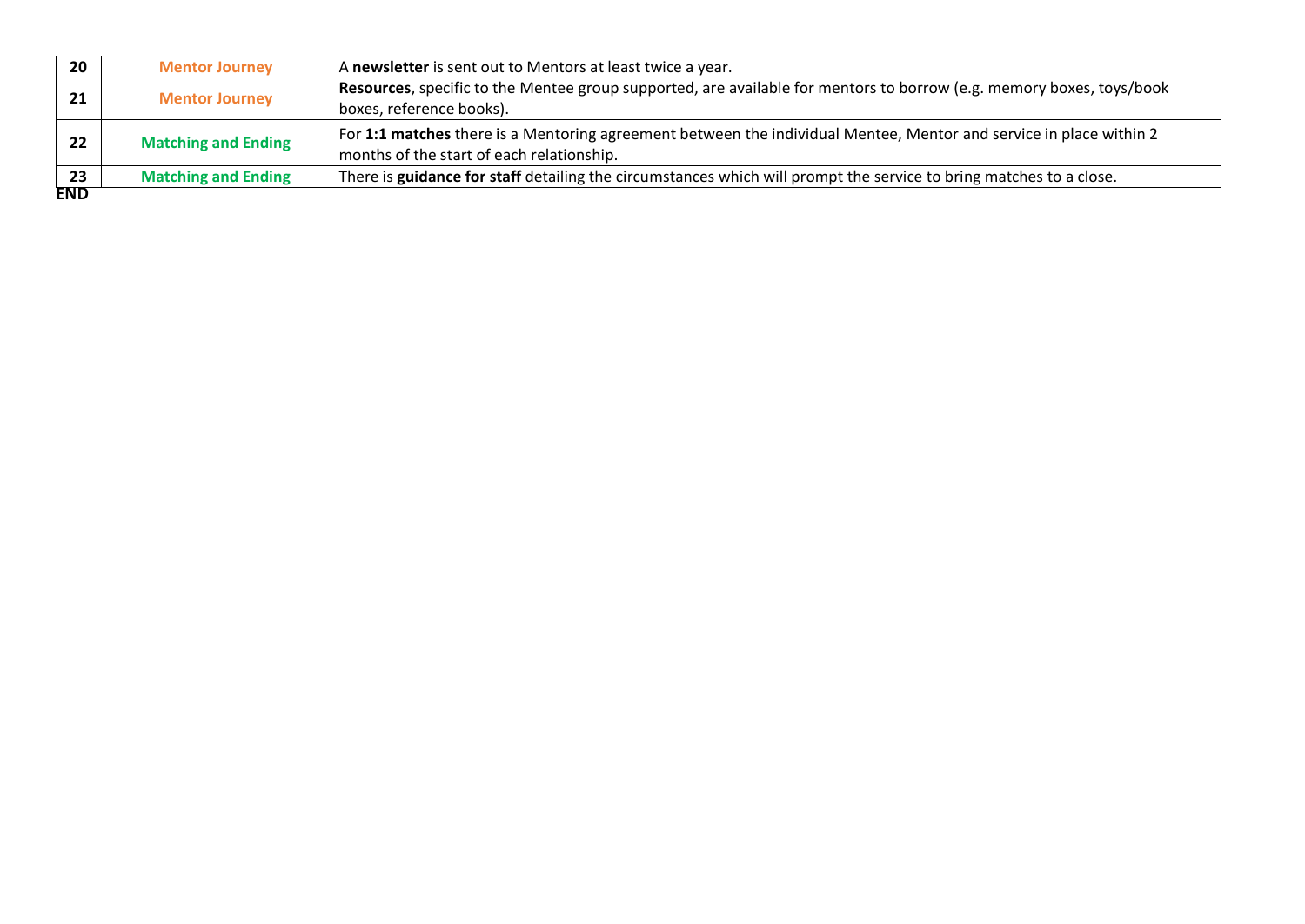| | | |
|---|---|---|
| 20 | Mentor Journey | A **newsletter** is sent out to Mentors at least twice a year. |
| 21 | Mentor Journey | **Resources**, specific to the Mentee group supported, are available for mentors to borrow (e.g. memory boxes, toys/book boxes, reference books). |
| 22 | Matching and Ending | For **1:1 matches** there is a Mentoring agreement between the individual Mentee, Mentor and service in place within 2 months of the start of each relationship. |
| 23 | Matching and Ending | There is **guidance for staff** detailing the circumstances which will prompt the service to bring matches to a close. |

**END**